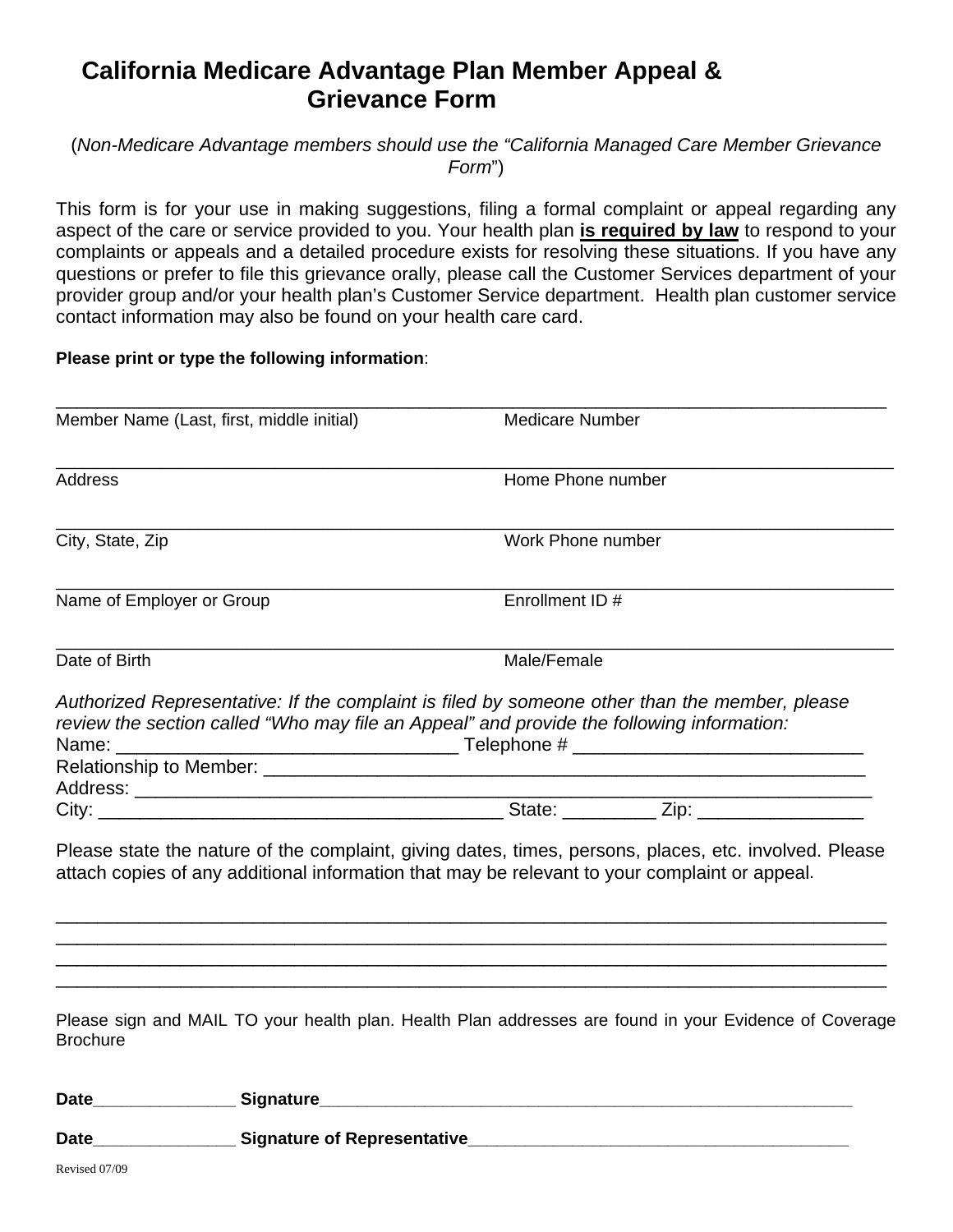# California Medicare Advantage Plan Member Appeal & Grievance Form

(*Non-Medicare Advantage members should use the "California Managed Care Member Grievance Form*")

This form is for your use in making suggestions, filing a formal complaint or appeal regarding any aspect of the care or service provided to you. Your health plan **is required by law** to respond to your complaints or appeals and a detailed procedure exists for resolving these situations. If you have any questions or prefer to file this grievance orally, please call the Customer Services department of your provider group and/or your health plan's Customer Service department. Health plan customer service contact information may also be found on your health care card.

**Please print or type the following information**:

| | |
|---|---|
| Member Name (Last, first, middle initial) | Medicare Number |
| Address | Home Phone number |
| City, State, Zip | Work Phone number |
| Name of Employer or Group | Enrollment ID # |
| Date of Birth | Male/Female |

*Authorized Representative: If the complaint is filed by someone other than the member, please review the section called "Who may file an Appeal" and provide the following information:*

Name: _________________________________ Telephone # ____________________________

Relationship to Member: ____________________________________________________________

Address: ___________________________________________________________________________

City: _______________________________________ State: _________ Zip: ________________

Please state the nature of the complaint, giving dates, times, persons, places, etc. involved. Please attach copies of any additional information that may be relevant to your complaint or appeal.

_______________________________________________________________________________

_______________________________________________________________________________

_______________________________________________________________________________

_______________________________________________________________________________

Please sign and MAIL TO your health plan. Health Plan addresses are found in your Evidence of Coverage Brochure

**Date**_______________ **Signature**_____________________________________________________

**Date**_______________ **Signature of Representative**_______________________________________

Revised 07/09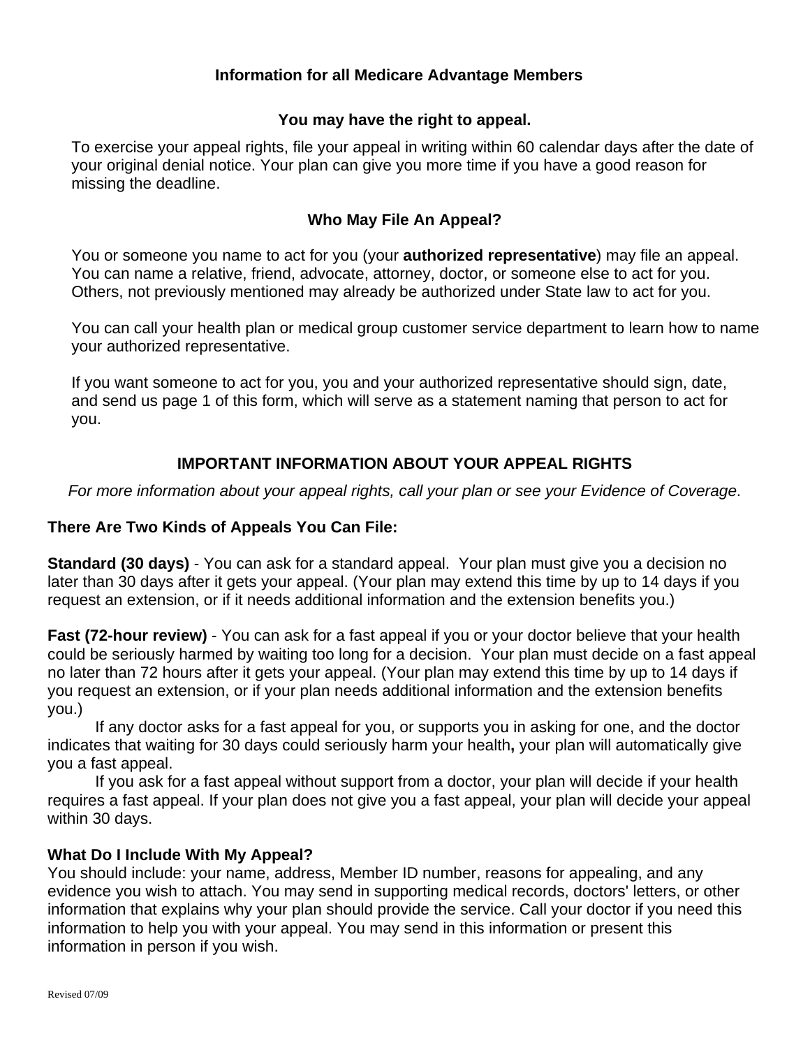## Information for all Medicare Advantage Members

### You may have the right to appeal.

To exercise your appeal rights, file your appeal in writing within 60 calendar days after the date of your original denial notice. Your plan can give you more time if you have a good reason for missing the deadline.

### Who May File An Appeal?

You or someone you name to act for you (your **authorized representative**) may file an appeal. You can name a relative, friend, advocate, attorney, doctor, or someone else to act for you. Others, not previously mentioned may already be authorized under State law to act for you.

You can call your health plan or medical group customer service department to learn how to name your authorized representative.

If you want someone to act for you, you and your authorized representative should sign, date, and send us page 1 of this form, which will serve as a statement naming that person to act for you.

### IMPORTANT INFORMATION ABOUT YOUR APPEAL RIGHTS

*For more information about your appeal rights, call your plan or see your Evidence of Coverage*.

**There Are Two Kinds of Appeals You Can File:**

**Standard (30 days)** - You can ask for a standard appeal. Your plan must give you a decision no later than 30 days after it gets your appeal. (Your plan may extend this time by up to 14 days if you request an extension, or if it needs additional information and the extension benefits you.)

**Fast (72-hour review)** - You can ask for a fast appeal if you or your doctor believe that your health could be seriously harmed by waiting too long for a decision. Your plan must decide on a fast appeal no later than 72 hours after it gets your appeal. (Your plan may extend this time by up to 14 days if you request an extension, or if your plan needs additional information and the extension benefits you.)

If any doctor asks for a fast appeal for you, or supports you in asking for one, and the doctor indicates that waiting for 30 days could seriously harm your health**,** your plan will automatically give you a fast appeal.

If you ask for a fast appeal without support from a doctor, your plan will decide if your health requires a fast appeal. If your plan does not give you a fast appeal, your plan will decide your appeal within 30 days.

**What Do I Include With My Appeal?**

You should include: your name, address, Member ID number, reasons for appealing, and any evidence you wish to attach. You may send in supporting medical records, doctors' letters, or other information that explains why your plan should provide the service. Call your doctor if you need this information to help you with your appeal. You may send in this information or present this information in person if you wish.

Revised 07/09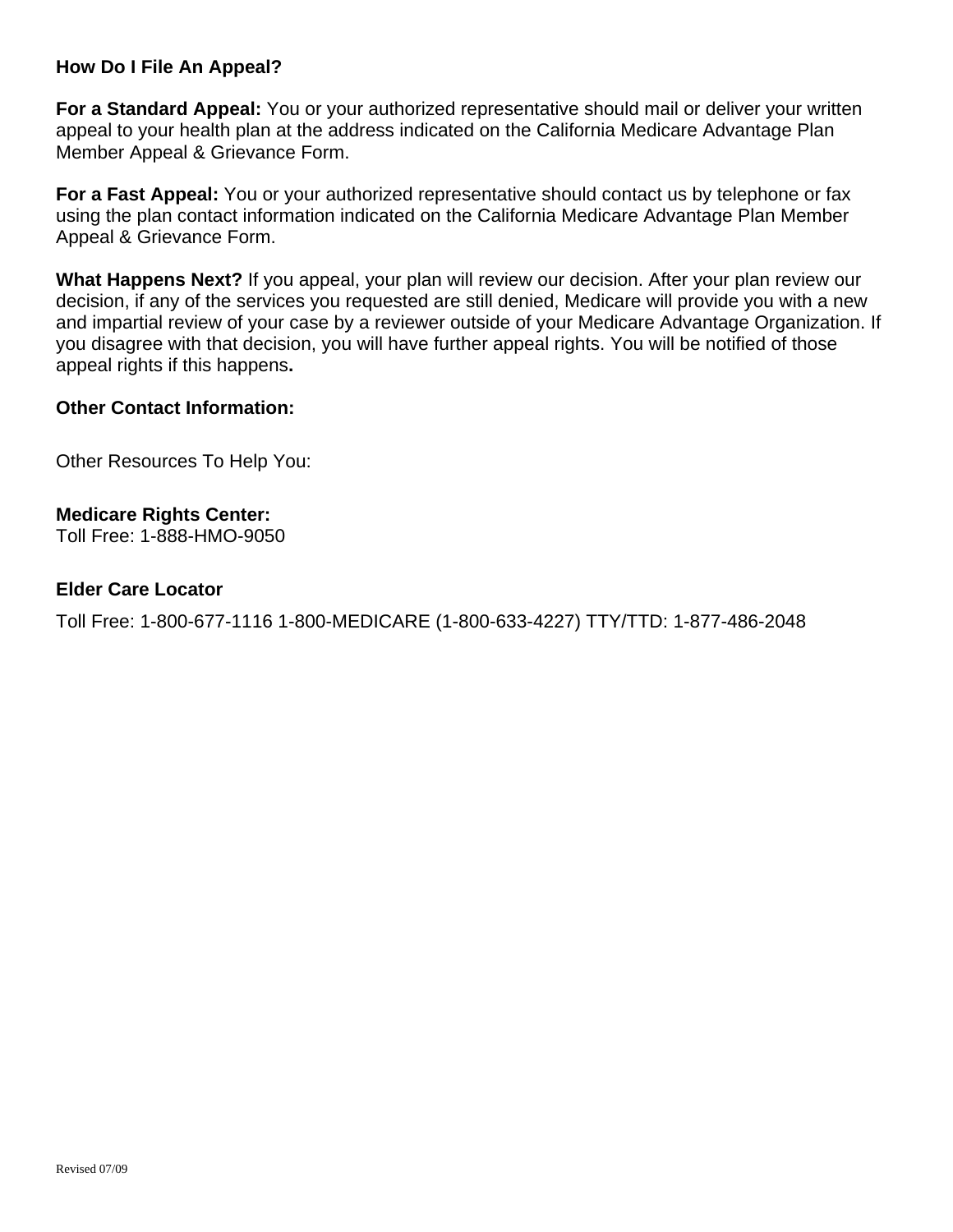**How Do I File An Appeal?**

**For a Standard Appeal:** You or your authorized representative should mail or deliver your written appeal to your health plan at the address indicated on the California Medicare Advantage Plan Member Appeal & Grievance Form.

**For a Fast Appeal:** You or your authorized representative should contact us by telephone or fax using the plan contact information indicated on the California Medicare Advantage Plan Member Appeal & Grievance Form.

**What Happens Next?** If you appeal, your plan will review our decision. After your plan review our decision, if any of the services you requested are still denied, Medicare will provide you with a new and impartial review of your case by a reviewer outside of your Medicare Advantage Organization. If you disagree with that decision, you will have further appeal rights. You will be notified of those appeal rights if this happens**.**

**Other Contact Information:**

Other Resources To Help You:

**Medicare Rights Center:**
Toll Free: 1-888-HMO-9050

**Elder Care Locator**

Toll Free: 1-800-677-1116 1-800-MEDICARE (1-800-633-4227) TTY/TTD: 1-877-486-2048

Revised 07/09